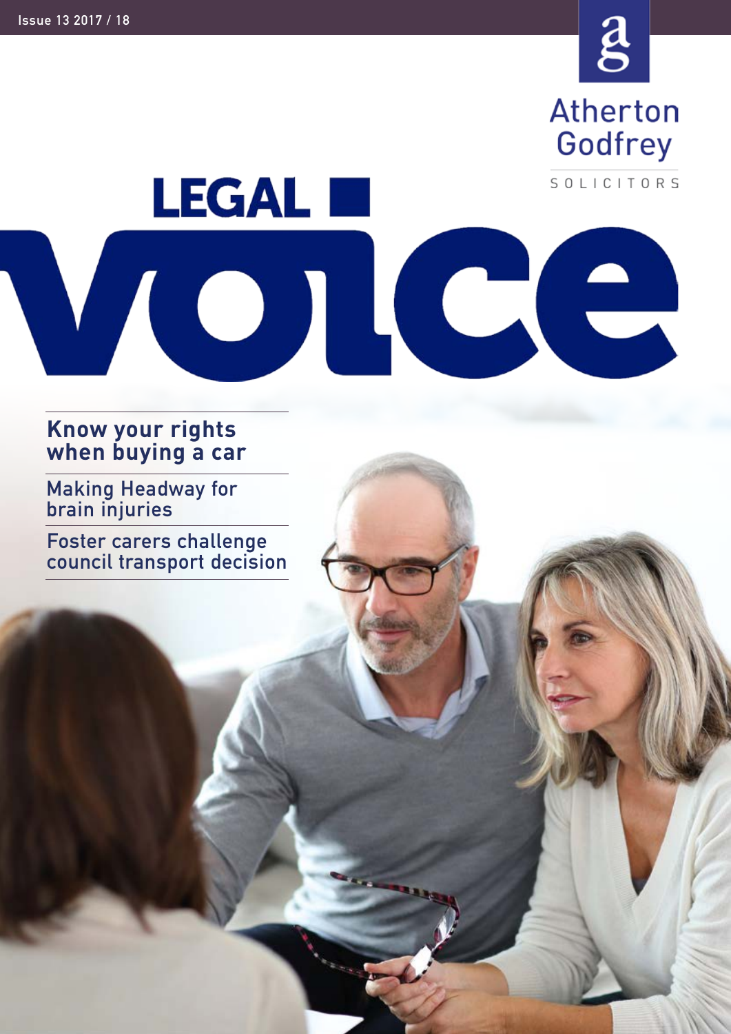Issue 13 2017 / 18

Atherton Godfrey

SOLICITORS

# LEGAL voice

**Know your rights when buying a car**

Making Headway for brain injuries

Foster carers challenge council transport decision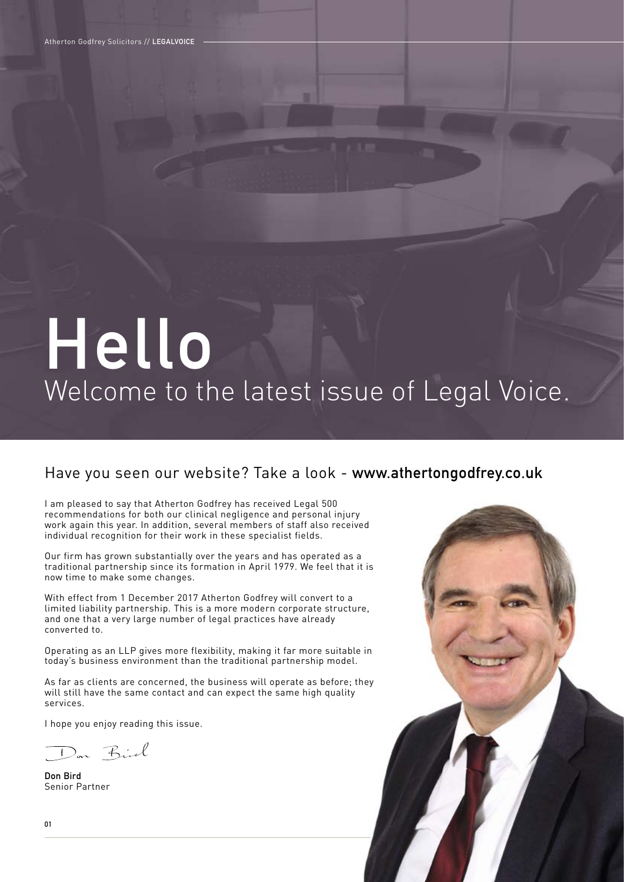# Hello

## Welcome to the latest issue of Legal Voice.

### Have you seen our website? Take a look - www.athertongodfrey.co.uk

I am pleased to say that Atherton Godfrey has received Legal 500 recommendations for both our clinical negligence and personal injury work again this year. In addition, several members of staff also received individual recognition for their work in these specialist fields.

Our firm has grown substantially over the years and has operated as a traditional partnership since its formation in April 1979. We feel that it is now time to make some changes.

With effect from 1 December 2017 Atherton Godfrey will convert to a limited liability partnership. This is a more modern corporate structure, and one that a very large number of legal practices have already converted to.

Operating as an LLP gives more flexibility, making it far more suitable in today's business environment than the traditional partnership model.

As far as clients are concerned, the business will operate as before; they will still have the same contact and can expect the same high quality services.

I hope you enjoy reading this issue.

Don Bird

**Don Bird**
Senior Partner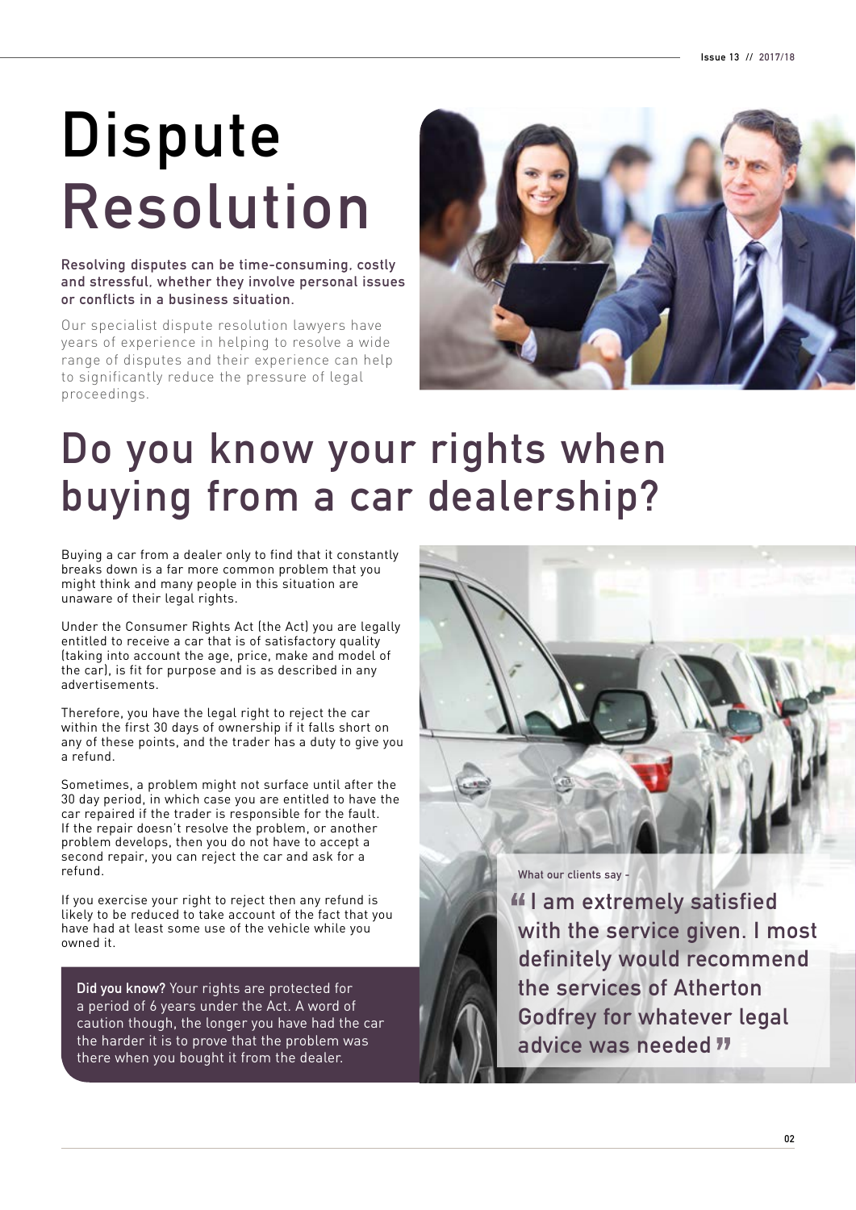# Dispute Resolution

**Resolving disputes can be time-consuming, costly and stressful, whether they involve personal issues or conflicts in a business situation.**

Our specialist dispute resolution lawyers have years of experience in helping to resolve a wide range of disputes and their experience can help to significantly reduce the pressure of legal proceedings.

## Do you know your rights when buying from a car dealership?

Buying a car from a dealer only to find that it constantly breaks down is a far more common problem that you might think and many people in this situation are unaware of their legal rights.

Under the Consumer Rights Act (the Act) you are legally entitled to receive a car that is of satisfactory quality (taking into account the age, price, make and model of the car), is fit for purpose and is as described in any advertisements.

Therefore, you have the legal right to reject the car within the first 30 days of ownership if it falls short on any of these points, and the trader has a duty to give you a refund.

Sometimes, a problem might not surface until after the 30 day period, in which case you are entitled to have the car repaired if the trader is responsible for the fault. If the repair doesn't resolve the problem, or another problem develops, then you do not have to accept a second repair, you can reject the car and ask for a refund.

If you exercise your right to reject then any refund is likely to be reduced to take account of the fact that you have had at least some use of the vehicle while you owned it.

**Did you know?** Your rights are protected for a period of 6 years under the Act. A word of caution though, the longer you have had the car the harder it is to prove that the problem was there when you bought it from the dealer.

What our clients say -

"I am extremely satisfied with the service given. I most definitely would recommend the services of Atherton Godfrey for whatever legal advice was needed"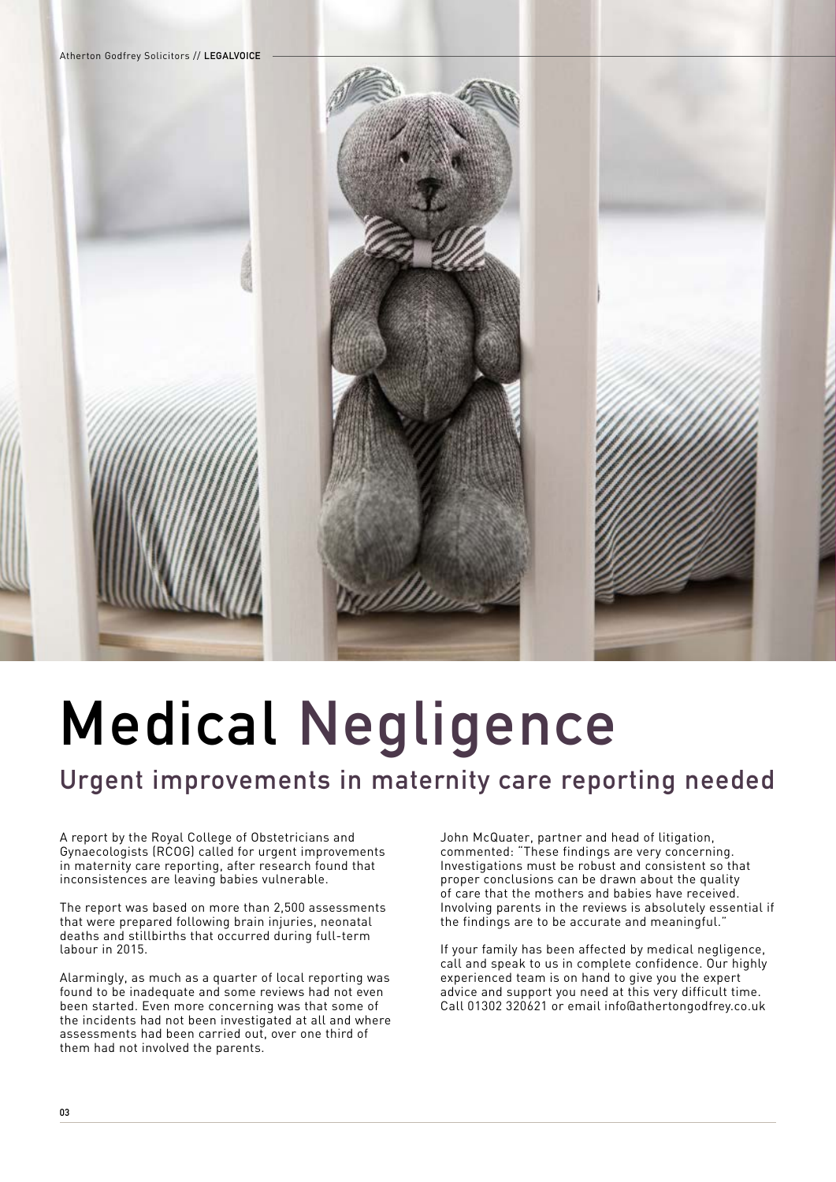# Medical Negligence

## Urgent improvements in maternity care reporting needed

A report by the Royal College of Obstetricians and Gynaecologists (RCOG) called for urgent improvements in maternity care reporting, after research found that inconsistences are leaving babies vulnerable.

The report was based on more than 2,500 assessments that were prepared following brain injuries, neonatal deaths and stillbirths that occurred during full-term labour in 2015.

Alarmingly, as much as a quarter of local reporting was found to be inadequate and some reviews had not even been started. Even more concerning was that some of the incidents had not been investigated at all and where assessments had been carried out, over one third of them had not involved the parents.

John McQuater, partner and head of litigation, commented: "These findings are very concerning. Investigations must be robust and consistent so that proper conclusions can be drawn about the quality of care that the mothers and babies have received. Involving parents in the reviews is absolutely essential if the findings are to be accurate and meaningful."

If your family has been affected by medical negligence, call and speak to us in complete confidence. Our highly experienced team is on hand to give you the expert advice and support you need at this very difficult time. Call 01302 320621 or email info@athertongodfrey.co.uk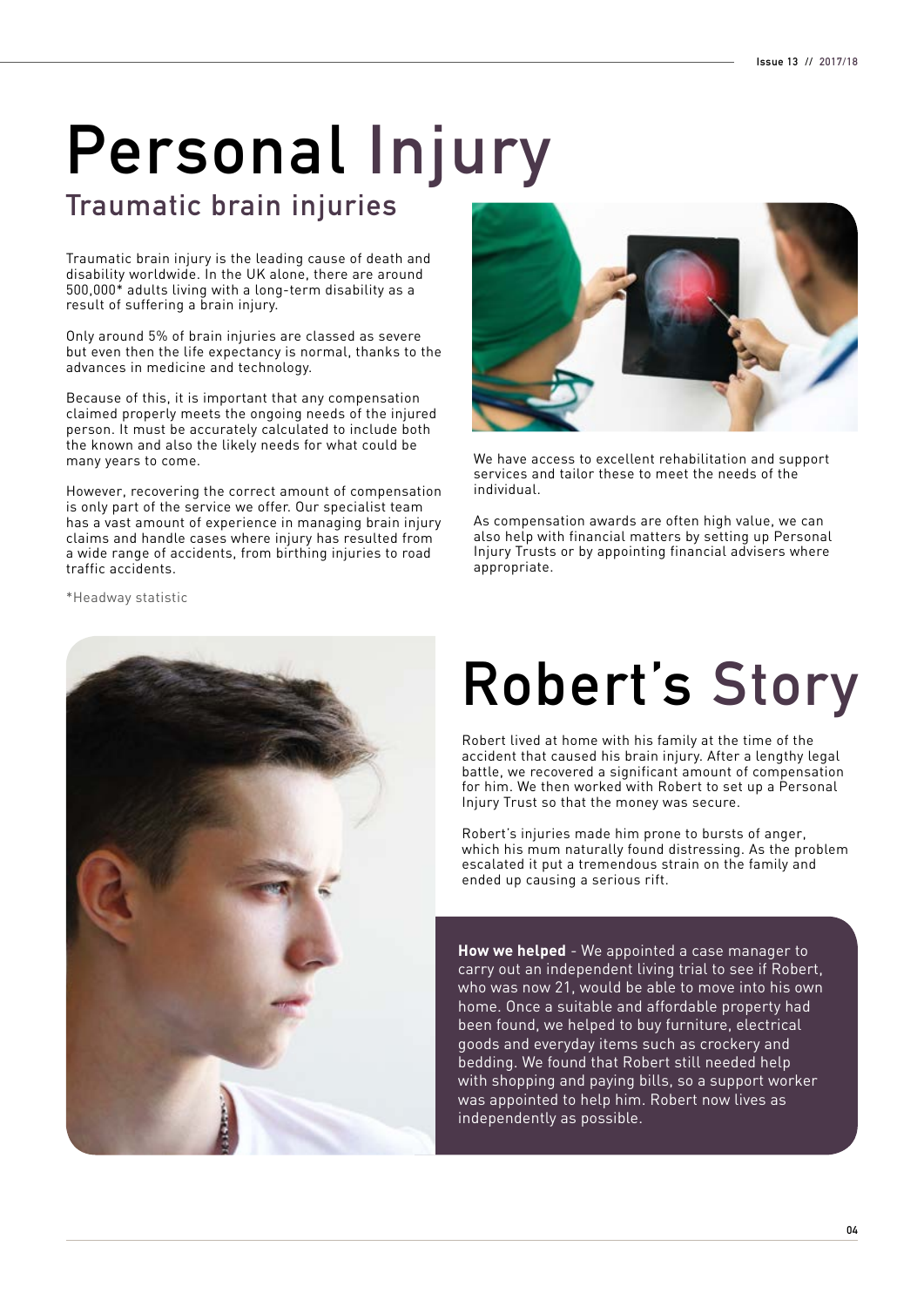# Personal Injury

## Traumatic brain injuries

Traumatic brain injury is the leading cause of death and disability worldwide. In the UK alone, there are around 500,000* adults living with a long-term disability as a result of suffering a brain injury.

Only around 5% of brain injuries are classed as severe but even then the life expectancy is normal, thanks to the advances in medicine and technology.

Because of this, it is important that any compensation claimed properly meets the ongoing needs of the injured person. It must be accurately calculated to include both the known and also the likely needs for what could be many years to come.

However, recovering the correct amount of compensation is only part of the service we offer. Our specialist team has a vast amount of experience in managing brain injury claims and handle cases where injury has resulted from a wide range of accidents, from birthing injuries to road traffic accidents.

*Headway statistic

We have access to excellent rehabilitation and support services and tailor these to meet the needs of the individual.

As compensation awards are often high value, we can also help with financial matters by setting up Personal Injury Trusts or by appointing financial advisers where appropriate.

# Robert's Story

Robert lived at home with his family at the time of the accident that caused his brain injury. After a lengthy legal battle, we recovered a significant amount of compensation for him. We then worked with Robert to set up a Personal Injury Trust so that the money was secure.

Robert's injuries made him prone to bursts of anger, which his mum naturally found distressing. As the problem escalated it put a tremendous strain on the family and ended up causing a serious rift.

**How we helped** - We appointed a case manager to carry out an independent living trial to see if Robert, who was now 21, would be able to move into his own home. Once a suitable and affordable property had been found, we helped to buy furniture, electrical goods and everyday items such as crockery and bedding. We found that Robert still needed help with shopping and paying bills, so a support worker was appointed to help him. Robert now lives as independently as possible.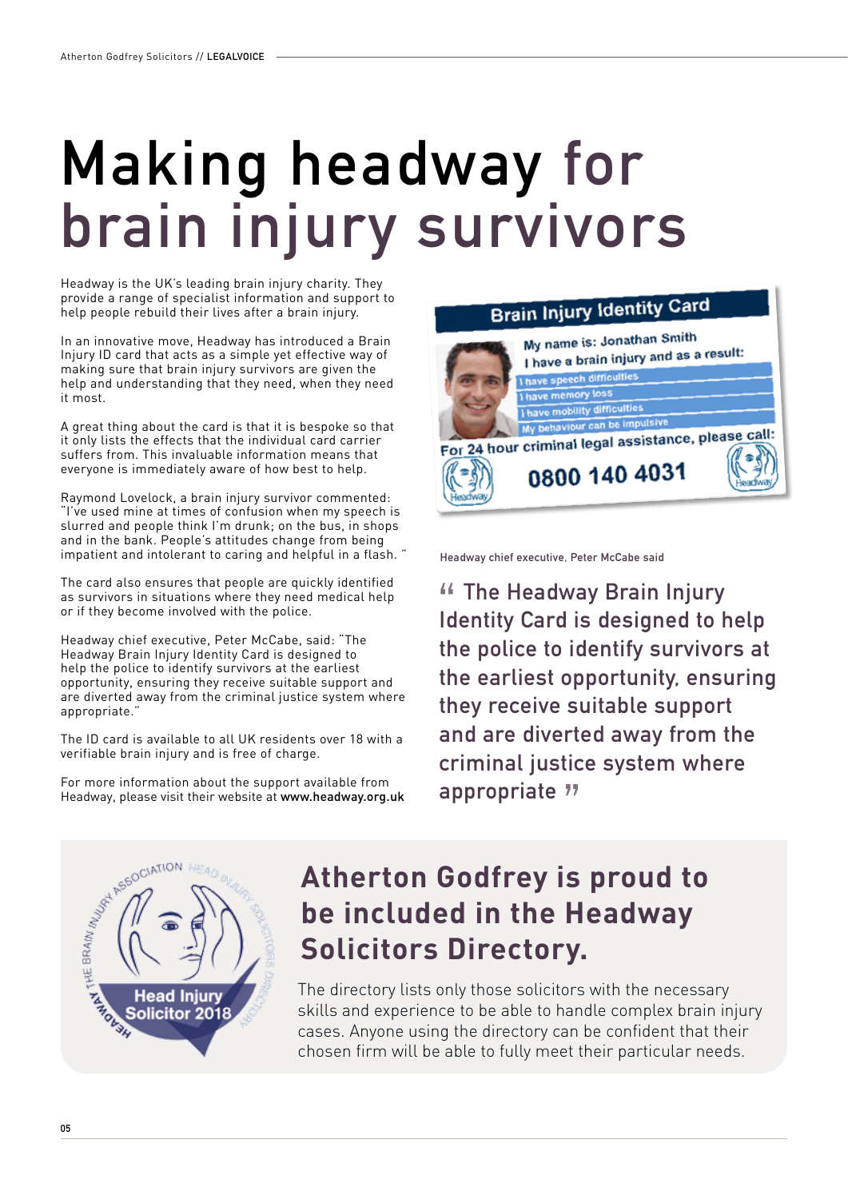# Making headway for brain injury survivors

Headway is the UK's leading brain injury charity. They provide a range of specialist information and support to help people rebuild their lives after a brain injury.

In an innovative move, Headway has introduced a Brain Injury ID card that acts as a simple yet effective way of making sure that brain injury survivors are given the help and understanding that they need, when they need it most.

A great thing about the card is that it is bespoke so that it only lists the effects that the individual card carrier suffers from. This invaluable information means that everyone is immediately aware of how best to help.

Raymond Lovelock, a brain injury survivor commented: "I've used mine at times of confusion when my speech is slurred and people think I'm drunk; on the bus, in shops and in the bank. People's attitudes change from being impatient and intolerant to caring and helpful in a flash. "

The card also ensures that people are quickly identified as survivors in situations where they need medical help or if they become involved with the police.

Headway chief executive, Peter McCabe, said: "The Headway Brain Injury Identity Card is designed to help the police to identify survivors at the earliest opportunity, ensuring they receive suitable support and are diverted away from the criminal justice system where appropriate."

The ID card is available to all UK residents over 18 with a verifiable brain injury and is free of charge.

For more information about the support available from Headway, please visit their website at www.headway.org.uk

Headway chief executive, Peter McCabe said

> " The Headway Brain Injury Identity Card is designed to help the police to identify survivors at the earliest opportunity, ensuring they receive suitable support and are diverted away from the criminal justice system where appropriate "

## Atherton Godfrey is proud to be included in the Headway Solicitors Directory.

The directory lists only those solicitors with the necessary skills and experience to be able to handle complex brain injury cases. Anyone using the directory can be confident that their chosen firm will be able to fully meet their particular needs.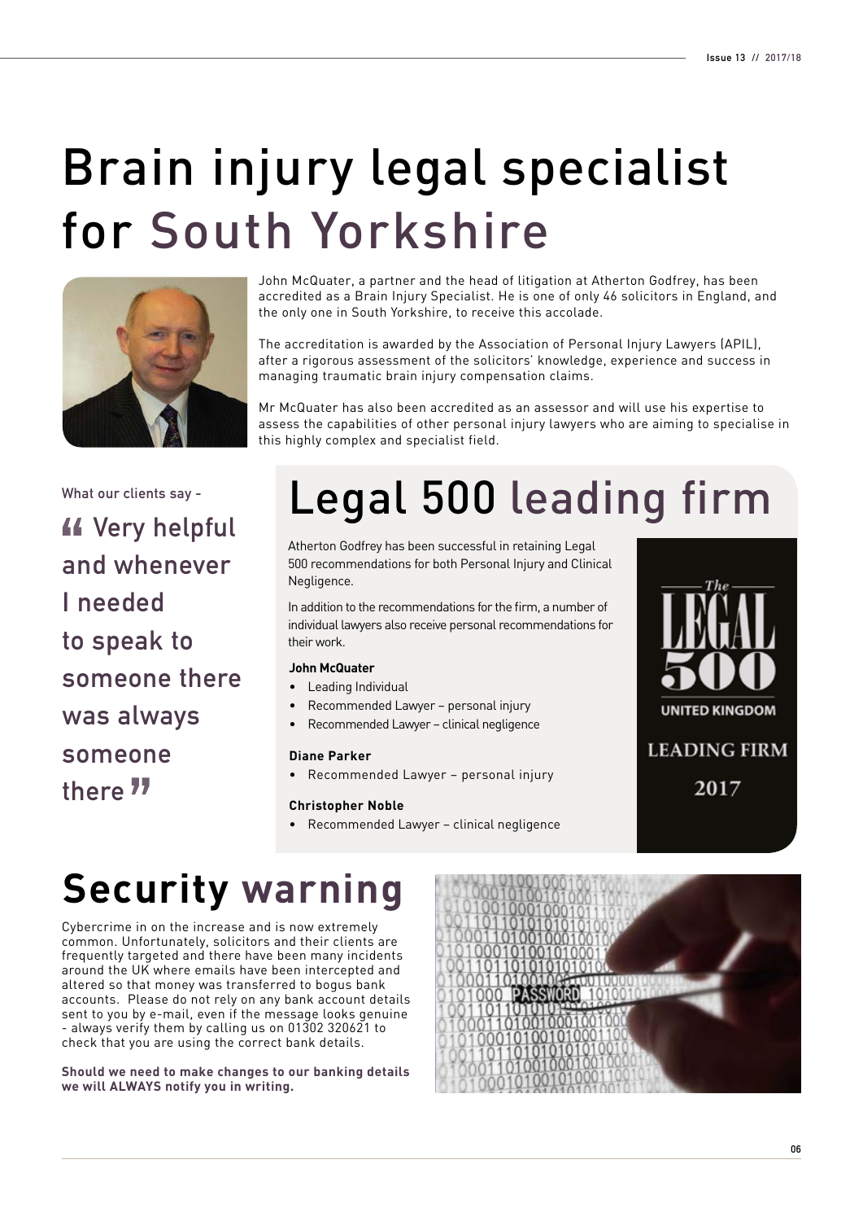# Brain injury legal specialist for South Yorkshire

John McQuater, a partner and the head of litigation at Atherton Godfrey, has been accredited as a Brain Injury Specialist. He is one of only 46 solicitors in England, and the only one in South Yorkshire, to receive this accolade.

The accreditation is awarded by the Association of Personal Injury Lawyers (APIL), after a rigorous assessment of the solicitors' knowledge, experience and success in managing traumatic brain injury compensation claims.

Mr McQuater has also been accredited as an assessor and will use his expertise to assess the capabilities of other personal injury lawyers who are aiming to specialise in this highly complex and specialist field.

What our clients say -

“ Very helpful and whenever I needed to speak to someone there was always someone there ”

# Legal 500 leading firm

Atherton Godfrey has been successful in retaining Legal 500 recommendations for both Personal Injury and Clinical Negligence.

In addition to the recommendations for the firm, a number of individual lawyers also receive personal recommendations for their work.

**John McQuater**

- Leading Individual
- Recommended Lawyer – personal injury
- Recommended Lawyer – clinical negligence

**Diane Parker**

- Recommended Lawyer – personal injury

**Christopher Noble**

- Recommended Lawyer – clinical negligence

The LEGAL 500 UNITED KINGDOM LEADING FIRM 2017

# Security warning

Cybercrime in on the increase and is now extremely common. Unfortunately, solicitors and their clients are frequently targeted and there have been many incidents around the UK where emails have been intercepted and altered so that money was transferred to bogus bank accounts. Please do not rely on any bank account details sent to you by e-mail, even if the message looks genuine - always verify them by calling us on 01302 320621 to check that you are using the correct bank details.

**Should we need to make changes to our banking details we will ALWAYS notify you in writing.**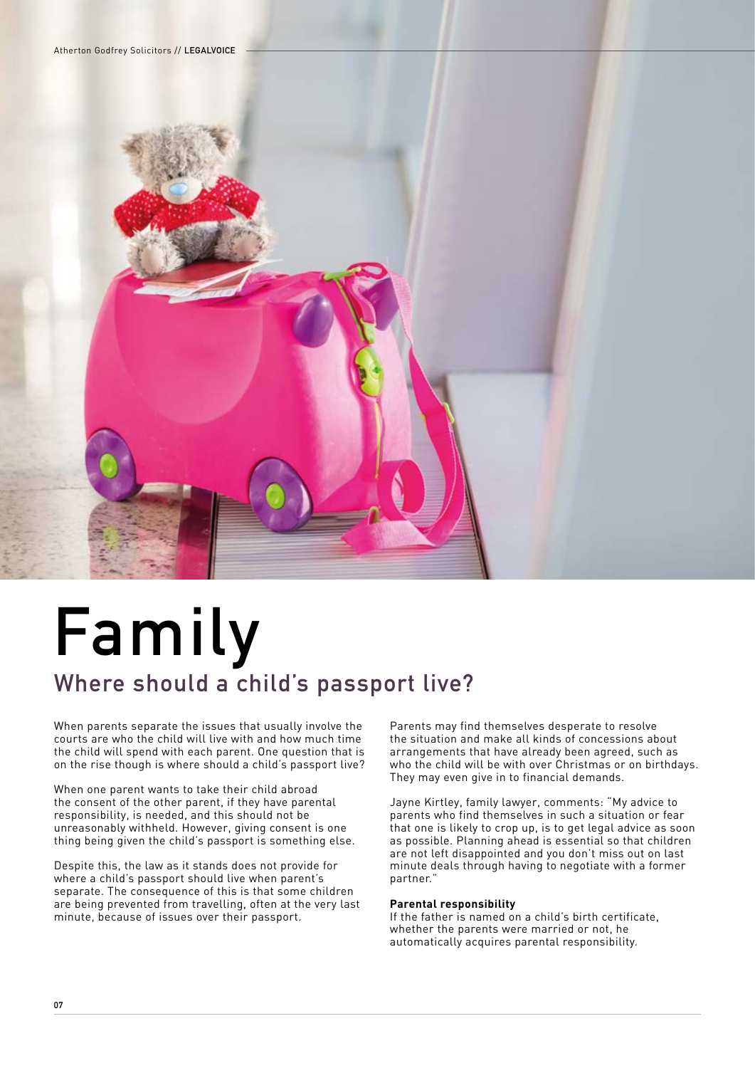# Family

## Where should a child's passport live?

When parents separate the issues that usually involve the courts are who the child will live with and how much time the child will spend with each parent. One question that is on the rise though is where should a child's passport live?

When one parent wants to take their child abroad the consent of the other parent, if they have parental responsibility, is needed, and this should not be unreasonably withheld. However, giving consent is one thing being given the child's passport is something else.

Despite this, the law as it stands does not provide for where a child's passport should live when parent's separate. The consequence of this is that some children are being prevented from travelling, often at the very last minute, because of issues over their passport.

Parents may find themselves desperate to resolve the situation and make all kinds of concessions about arrangements that have already been agreed, such as who the child will be with over Christmas or on birthdays. They may even give in to financial demands.

Jayne Kirtley, family lawyer, comments: "My advice to parents who find themselves in such a situation or fear that one is likely to crop up, is to get legal advice as soon as possible. Planning ahead is essential so that children are not left disappointed and you don't miss out on last minute deals through having to negotiate with a former partner."

**Parental responsibility**

If the father is named on a child's birth certificate, whether the parents were married or not, he automatically acquires parental responsibility.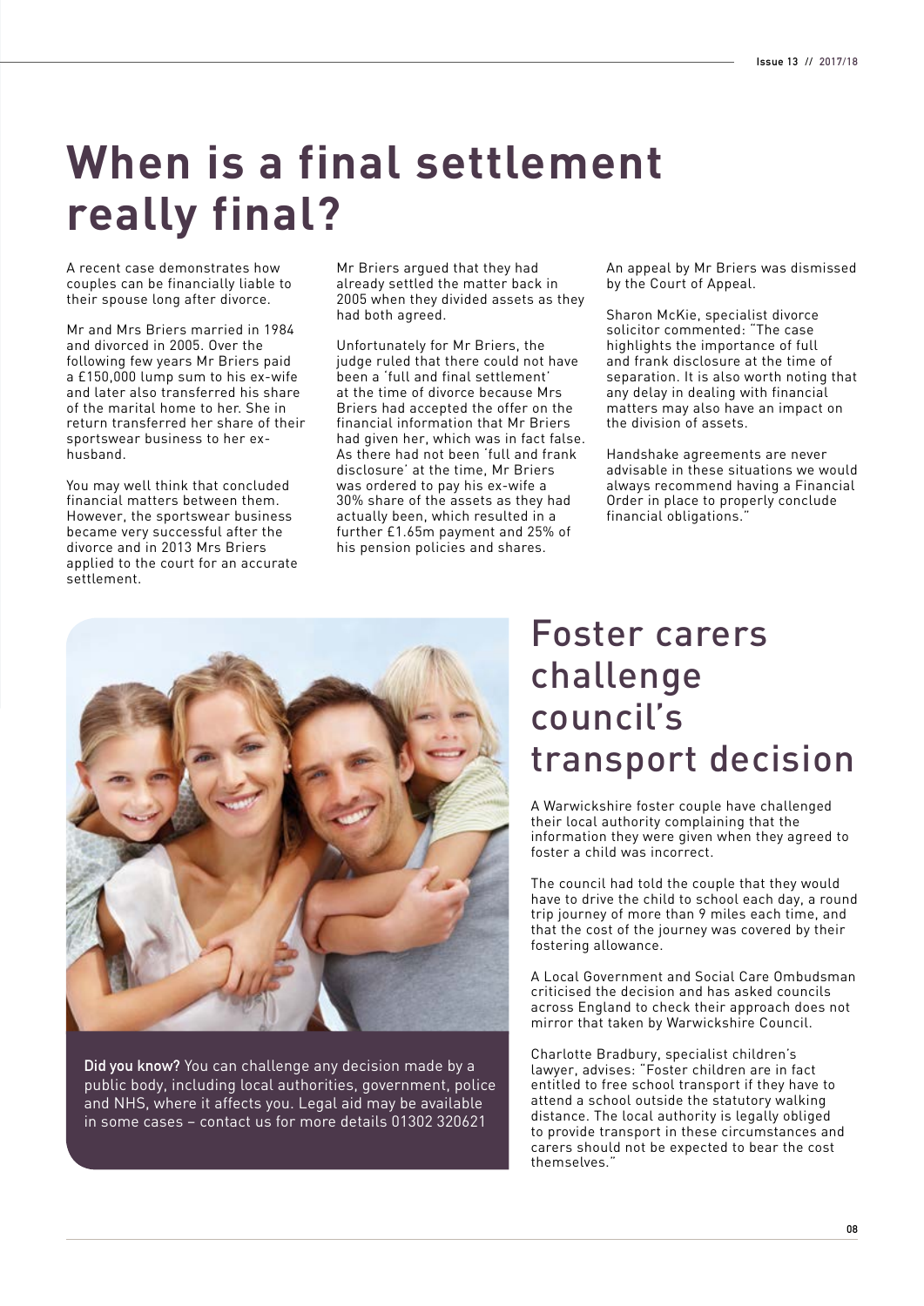# When is a final settlement really final?

A recent case demonstrates how couples can be financially liable to their spouse long after divorce.

Mr and Mrs Briers married in 1984 and divorced in 2005. Over the following few years Mr Briers paid a £150,000 lump sum to his ex-wife and later also transferred his share of the marital home to her. She in return transferred her share of their sportswear business to her ex-husband.

You may well think that concluded financial matters between them. However, the sportswear business became very successful after the divorce and in 2013 Mrs Briers applied to the court for an accurate settlement.

Mr Briers argued that they had already settled the matter back in 2005 when they divided assets as they had both agreed.

Unfortunately for Mr Briers, the judge ruled that there could not have been a 'full and final settlement' at the time of divorce because Mrs Briers had accepted the offer on the financial information that Mr Briers had given her, which was in fact false. As there had not been 'full and frank disclosure' at the time, Mr Briers was ordered to pay his ex-wife a 30% share of the assets as they had actually been, which resulted in a further £1.65m payment and 25% of his pension policies and shares.

An appeal by Mr Briers was dismissed by the Court of Appeal.

Sharon McKie, specialist divorce solicitor commented: "The case highlights the importance of full and frank disclosure at the time of separation. It is also worth noting that any delay in dealing with financial matters may also have an impact on the division of assets.

Handshake agreements are never advisable in these situations we would always recommend having a Financial Order in place to properly conclude financial obligations."

**Did you know?** You can challenge any decision made by a public body, including local authorities, government, police and NHS, where it affects you. Legal aid may be available in some cases – contact us for more details 01302 320621

# Foster carers challenge council's transport decision

A Warwickshire foster couple have challenged their local authority complaining that the information they were given when they agreed to foster a child was incorrect.

The council had told the couple that they would have to drive the child to school each day, a round trip journey of more than 9 miles each time, and that the cost of the journey was covered by their fostering allowance.

A Local Government and Social Care Ombudsman criticised the decision and has asked councils across England to check their approach does not mirror that taken by Warwickshire Council.

Charlotte Bradbury, specialist children's lawyer, advises: "Foster children are in fact entitled to free school transport if they have to attend a school outside the statutory walking distance. The local authority is legally obliged to provide transport in these circumstances and carers should not be expected to bear the cost themselves."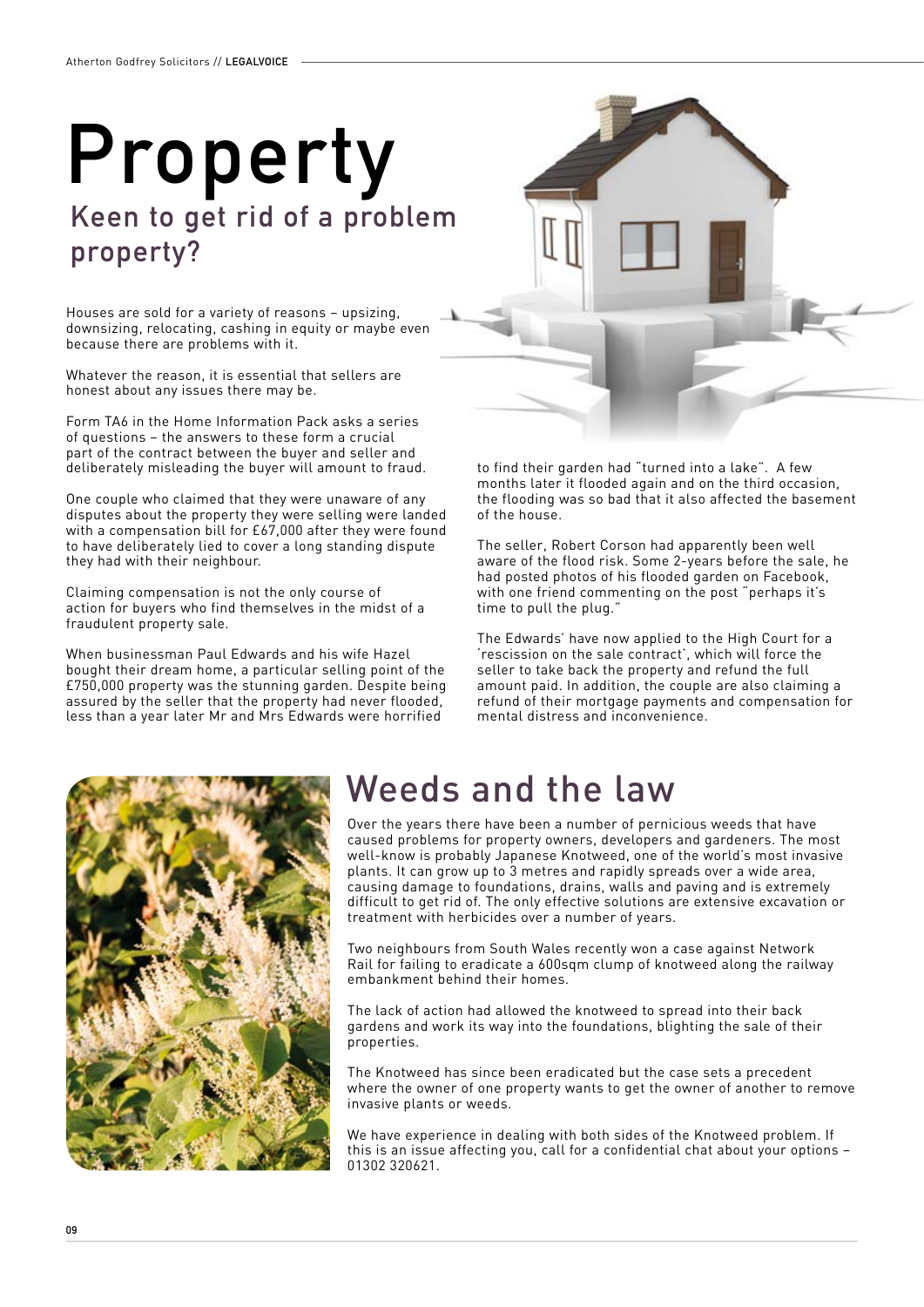# Property

## Keen to get rid of a problem property?

Houses are sold for a variety of reasons – upsizing, downsizing, relocating, cashing in equity or maybe even because there are problems with it.

Whatever the reason, it is essential that sellers are honest about any issues there may be.

Form TA6 in the Home Information Pack asks a series of questions – the answers to these form a crucial part of the contract between the buyer and seller and deliberately misleading the buyer will amount to fraud.

One couple who claimed that they were unaware of any disputes about the property they were selling were landed with a compensation bill for £67,000 after they were found to have deliberately lied to cover a long standing dispute they had with their neighbour.

Claiming compensation is not the only course of action for buyers who find themselves in the midst of a fraudulent property sale.

When businessman Paul Edwards and his wife Hazel bought their dream home, a particular selling point of the £750,000 property was the stunning garden. Despite being assured by the seller that the property had never flooded, less than a year later Mr and Mrs Edwards were horrified to find their garden had "turned into a lake". A few months later it flooded again and on the third occasion, the flooding was so bad that it also affected the basement of the house.

The seller, Robert Corson had apparently been well aware of the flood risk. Some 2-years before the sale, he had posted photos of his flooded garden on Facebook, with one friend commenting on the post "perhaps it's time to pull the plug."

The Edwards' have now applied to the High Court for a 'rescission on the sale contract', which will force the seller to take back the property and refund the full amount paid. In addition, the couple are also claiming a refund of their mortgage payments and compensation for mental distress and inconvenience.

# Weeds and the law

Over the years there have been a number of pernicious weeds that have caused problems for property owners, developers and gardeners. The most well-know is probably Japanese Knotweed, one of the world's most invasive plants. It can grow up to 3 metres and rapidly spreads over a wide area, causing damage to foundations, drains, walls and paving and is extremely difficult to get rid of. The only effective solutions are extensive excavation or treatment with herbicides over a number of years.

Two neighbours from South Wales recently won a case against Network Rail for failing to eradicate a 600sqm clump of knotweed along the railway embankment behind their homes.

The lack of action had allowed the knotweed to spread into their back gardens and work its way into the foundations, blighting the sale of their properties.

The Knotweed has since been eradicated but the case sets a precedent where the owner of one property wants to get the owner of another to remove invasive plants or weeds.

We have experience in dealing with both sides of the Knotweed problem. If this is an issue affecting you, call for a confidential chat about your options – 01302 320621.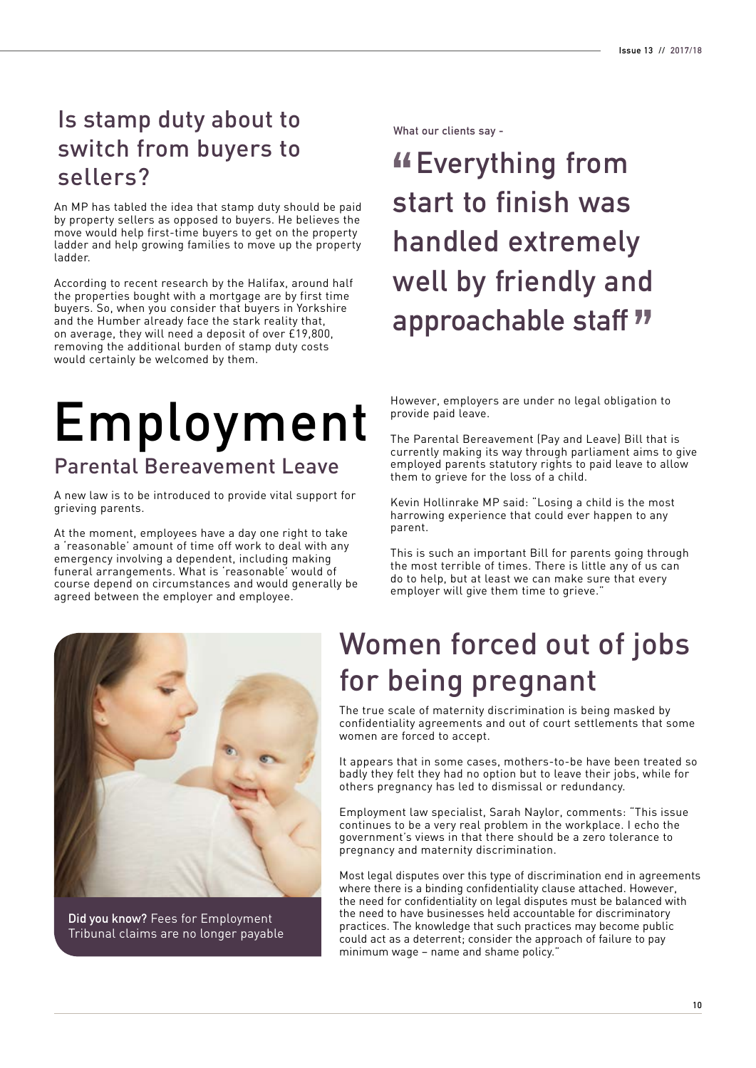## Is stamp duty about to switch from buyers to sellers?

An MP has tabled the idea that stamp duty should be paid by property sellers as opposed to buyers. He believes the move would help first-time buyers to get on the property ladder and help growing families to move up the property ladder.

According to recent research by the Halifax, around half the properties bought with a mortgage are by first time buyers. So, when you consider that buyers in Yorkshire and the Humber already face the stark reality that, on average, they will need a deposit of over £19,800, removing the additional burden of stamp duty costs would certainly be welcomed by them.

What our clients say -

> "Everything from start to finish was handled extremely well by friendly and approachable staff"

# Employment

## Parental Bereavement Leave

A new law is to be introduced to provide vital support for grieving parents.

At the moment, employees have a day one right to take a 'reasonable' amount of time off work to deal with any emergency involving a dependent, including making funeral arrangements. What is 'reasonable' would of course depend on circumstances and would generally be agreed between the employer and employee.

However, employers are under no legal obligation to provide paid leave.

The Parental Bereavement (Pay and Leave) Bill that is currently making its way through parliament aims to give employed parents statutory rights to paid leave to allow them to grieve for the loss of a child.

Kevin Hollinrake MP said: "Losing a child is the most harrowing experience that could ever happen to any parent.

This is such an important Bill for parents going through the most terrible of times. There is little any of us can do to help, but at least we can make sure that every employer will give them time to grieve."

**Did you know?** Fees for Employment Tribunal claims are no longer payable

## Women forced out of jobs for being pregnant

The true scale of maternity discrimination is being masked by confidentiality agreements and out of court settlements that some women are forced to accept.

It appears that in some cases, mothers-to-be have been treated so badly they felt they had no option but to leave their jobs, while for others pregnancy has led to dismissal or redundancy.

Employment law specialist, Sarah Naylor, comments: "This issue continues to be a very real problem in the workplace. I echo the government's views in that there should be a zero tolerance to pregnancy and maternity discrimination.

Most legal disputes over this type of discrimination end in agreements where there is a binding confidentiality clause attached. However, the need for confidentiality on legal disputes must be balanced with the need to have businesses held accountable for discriminatory practices. The knowledge that such practices may become public could act as a deterrent; consider the approach of failure to pay minimum wage – name and shame policy."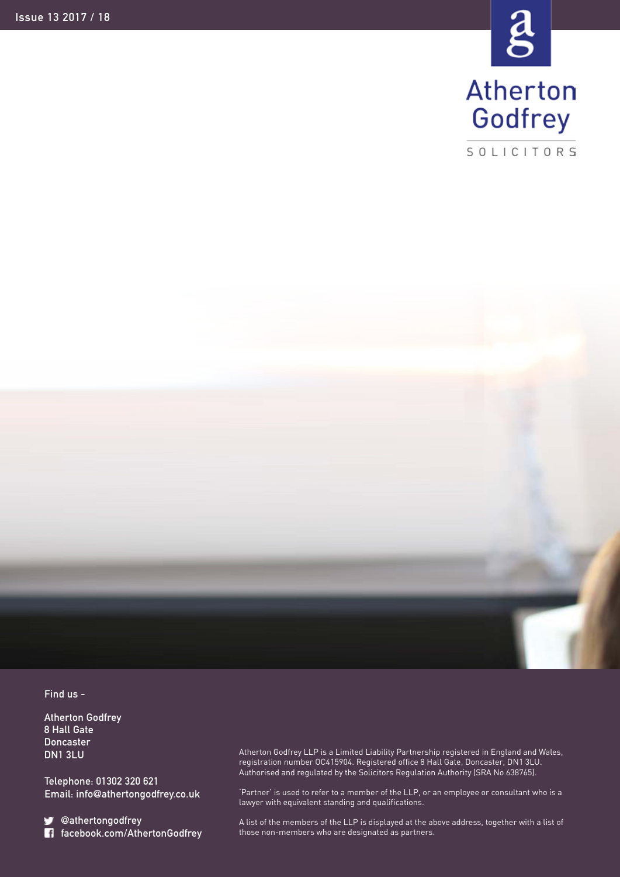Atherton Godfrey

SOLICITORS

Find us -

Atherton Godfrey
8 Hall Gate
Doncaster
DN1 3LU

Telephone: 01302 320 621
Email: info@athertongodfrey.co.uk

@athertongodfrey
facebook.com/AthertonGodfrey

Atherton Godfrey LLP is a Limited Liability Partnership registered in England and Wales, registration number OC415904. Registered office 8 Hall Gate, Doncaster, DN1 3LU. Authorised and regulated by the Solicitors Regulation Authority (SRA No 638765).

'Partner' is used to refer to a member of the LLP, or an employee or consultant who is a lawyer with equivalent standing and qualifications.

A list of the members of the LLP is displayed at the above address, together with a list of those non-members who are designated as partners.